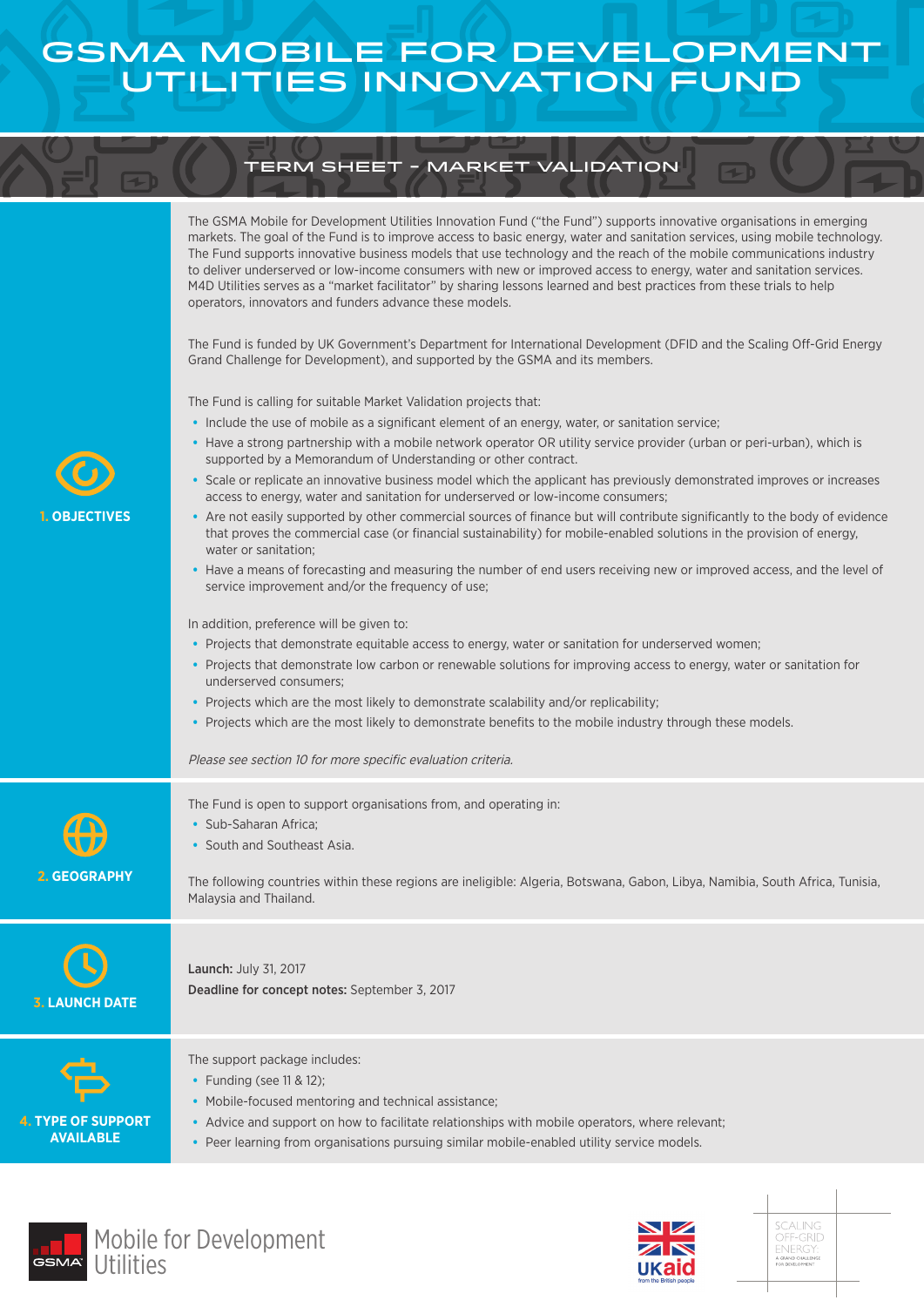# GSMA MOBILE FOR DEVELOPMENT UTILITIES INNOVATION FUND

## TERM SHEET – MARKET VALIDATION

### 1. OBJECTIVES

The GSMA Mobile for Development Utilities Innovation Fund ("the Fund") supports innovative organisations in emerging markets. The goal of the Fund is to improve access to basic energy, water and sanitation services, using mobile technology. The Fund supports innovative business models that use technology and the reach of the mobile communications industry to deliver underserved or low-income consumers with new or improved access to energy, water and sanitation services. M4D Utilities serves as a "market facilitator" by sharing lessons learned and best practices from these trials to help operators, innovators and funders advance these models.

The Fund is funded by UK Government's Department for International Development (DFID and the Scaling Off-Grid Energy Grand Challenge for Development), and supported by the GSMA and its members.

The Fund is calling for suitable Market Validation projects that:

- Include the use of mobile as a significant element of an energy, water, or sanitation service;
- Have a strong partnership with a mobile network operator OR utility service provider (urban or peri-urban), which is supported by a Memorandum of Understanding or other contract.
- Scale or replicate an innovative business model which the applicant has previously demonstrated improves or increases access to energy, water and sanitation for underserved or low-income consumers;
- Are not easily supported by other commercial sources of finance but will contribute significantly to the body of evidence that proves the commercial case (or financial sustainability) for mobile-enabled solutions in the provision of energy, water or sanitation;
- Have a means of forecasting and measuring the number of end users receiving new or improved access, and the level of service improvement and/or the frequency of use;

In addition, preference will be given to:

- Projects that demonstrate equitable access to energy, water or sanitation for underserved women;
- Projects that demonstrate low carbon or renewable solutions for improving access to energy, water or sanitation for underserved consumers;
- Projects which are the most likely to demonstrate scalability and/or replicability;
- Projects which are the most likely to demonstrate benefits to the mobile industry through these models.

*Please see section 10 for more specific evaluation criteria.*

### 2. GEOGRAPHY

The Fund is open to support organisations from, and operating in:

- Sub-Saharan Africa;
- South and Southeast Asia.

The following countries within these regions are ineligible: Algeria, Botswana, Gabon, Libya, Namibia, South Africa, Tunisia, Malaysia and Thailand.

### 3. LAUNCH DATE

**Launch:** July 31, 2017

**Deadline for concept notes:** September 3, 2017

### 4. TYPE OF SUPPORT AVAILABLE

The support package includes:

- Funding (see 11 & 12);
- Mobile-focused mentoring and technical assistance;
- Advice and support on how to facilitate relationships with mobile operators, where relevant;
- Peer learning from organisations pursuing similar mobile-enabled utility service models.

GSMA Mobile for Development Utilities

UKaid from the British people

SCALING OFF-GRID ENERGY: A GRAND CHALLENGE FOR DEVELOPMENT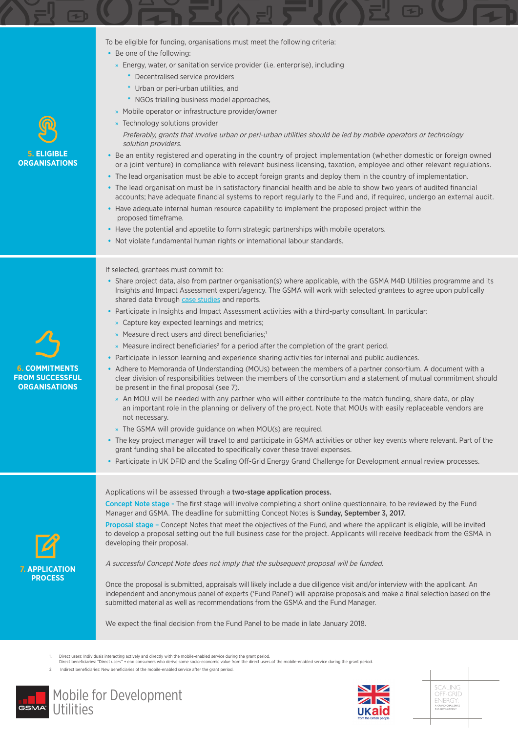## 5. ELIGIBLE ORGANISATIONS

To be eligible for funding, organisations must meet the following criteria:

- Be one of the following:
  - Energy, water, or sanitation service provider (i.e. enterprise), including
    - Decentralised service providers
    - Urban or peri-urban utilities, and
    - NGOs trialling business model approaches,
  - Mobile operator or infrastructure provider/owner
  - Technology solutions provider

    *Preferably, grants that involve urban or peri-urban utilities should be led by mobile operators or technology solution providers.*
- Be an entity registered and operating in the country of project implementation (whether domestic or foreign owned or a joint venture) in compliance with relevant business licensing, taxation, employee and other relevant regulations.
- The lead organisation must be able to accept foreign grants and deploy them in the country of implementation.
- The lead organisation must be in satisfactory financial health and be able to show two years of audited financial accounts; have adequate financial systems to report regularly to the Fund and, if required, undergo an external audit.
- Have adequate internal human resource capability to implement the proposed project within the proposed timeframe.
- Have the potential and appetite to form strategic partnerships with mobile operators.
- Not violate fundamental human rights or international labour standards.

## 6. COMMITMENTS FROM SUCCESSFUL ORGANISATIONS

If selected, grantees must commit to:

- Share project data, also from partner organisation(s) where applicable, with the GSMA M4D Utilities programme and its Insights and Impact Assessment expert/agency. The GSMA will work with selected grantees to agree upon publically shared data through case studies and reports.
- Participate in Insights and Impact Assessment activities with a third-party consultant. In particular:
  - Capture key expected learnings and metrics;
  - Measure direct users and direct beneficiaries;[1]
  - Measure indirect beneficiaries[2] for a period after the completion of the grant period.
- Participate in lesson learning and experience sharing activities for internal and public audiences.
- Adhere to Memoranda of Understanding (MOUs) between the members of a partner consortium. A document with a clear division of responsibilities between the members of the consortium and a statement of mutual commitment should be present in the final proposal (see 7).
  - An MOU will be needed with any partner who will either contribute to the match funding, share data, or play an important role in the planning or delivery of the project. Note that MOUs with easily replaceable vendors are not necessary.
  - The GSMA will provide guidance on when MOU(s) are required.
- The key project manager will travel to and participate in GSMA activities or other key events where relevant. Part of the grant funding shall be allocated to specifically cover these travel expenses.
- Participate in UK DFID and the Scaling Off-Grid Energy Grand Challenge for Development annual review processes.

## 7. APPLICATION PROCESS

Applications will be assessed through a **two-stage application process.**

**Concept Note stage -** The first stage will involve completing a short online questionnaire, to be reviewed by the Fund Manager and GSMA. The deadline for submitting Concept Notes is **Sunday, September 3, 2017.**

**Proposal stage –** Concept Notes that meet the objectives of the Fund, and where the applicant is eligible, will be invited to develop a proposal setting out the full business case for the project. Applicants will receive feedback from the GSMA in developing their proposal.

*A successful Concept Note does not imply that the subsequent proposal will be funded.*

Once the proposal is submitted, appraisals will likely include a due diligence visit and/or interview with the applicant. An independent and anonymous panel of experts ('Fund Panel') will appraise proposals and make a final selection based on the submitted material as well as recommendations from the GSMA and the Fund Manager.

We expect the final decision from the Fund Panel to be made in late January 2018.

1. Direct users: Individuals interacting actively and directly with the mobile-enabled service during the grant period. Direct beneficiaries: "Direct users" + end consumers who derive some socio-economic value from the direct users of the mobile-enabled service during the grant period.
2. Indirect beneficiaries: New beneficiaries of the mobile-enabled service after the grant period.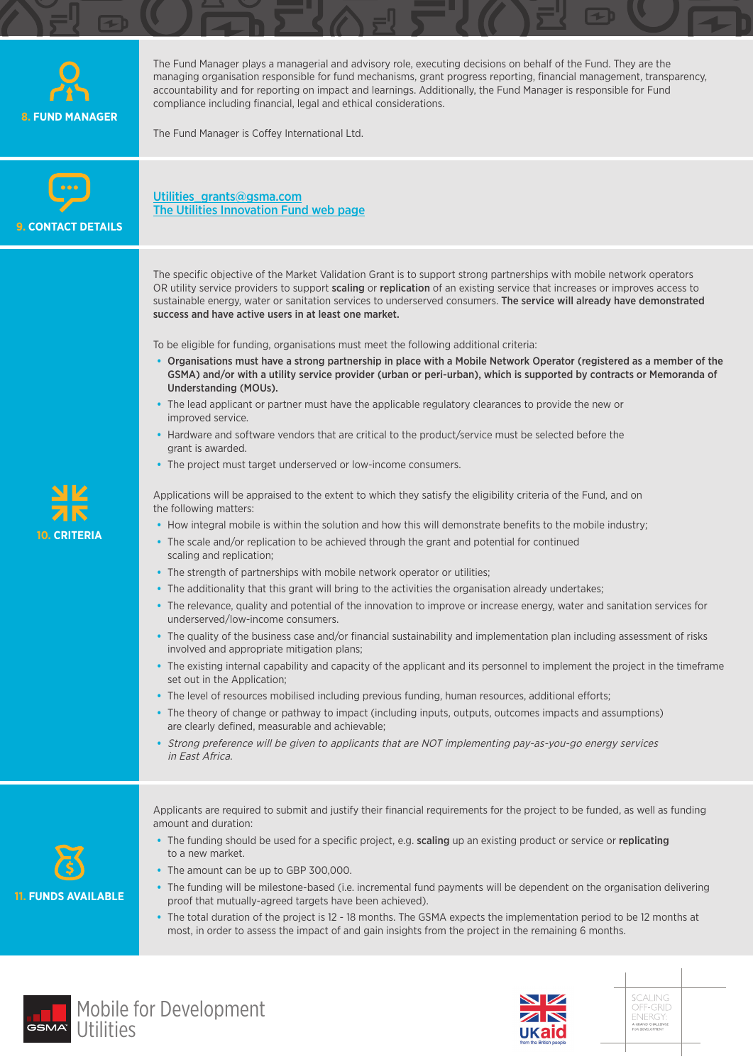## 8. FUND MANAGER

The Fund Manager plays a managerial and advisory role, executing decisions on behalf of the Fund. They are the managing organisation responsible for fund mechanisms, grant progress reporting, financial management, transparency, accountability and for reporting on impact and learnings. Additionally, the Fund Manager is responsible for Fund compliance including financial, legal and ethical considerations.

The Fund Manager is Coffey International Ltd.

## 9. CONTACT DETAILS

Utilities_grants@gsma.com
The Utilities Innovation Fund web page

## 10. CRITERIA

The specific objective of the Market Validation Grant is to support strong partnerships with mobile network operators OR utility service providers to support **scaling** or **replication** of an existing service that increases or improves access to sustainable energy, water or sanitation services to underserved consumers. **The service will already have demonstrated success and have active users in at least one market.**

To be eligible for funding, organisations must meet the following additional criteria:

- **Organisations must have a strong partnership in place with a Mobile Network Operator (registered as a member of the GSMA) and/or with a utility service provider (urban or peri-urban), which is supported by contracts or Memoranda of Understanding (MOUs).**
- The lead applicant or partner must have the applicable regulatory clearances to provide the new or improved service.
- Hardware and software vendors that are critical to the product/service must be selected before the grant is awarded.
- The project must target underserved or low-income consumers.

Applications will be appraised to the extent to which they satisfy the eligibility criteria of the Fund, and on the following matters:

- How integral mobile is within the solution and how this will demonstrate benefits to the mobile industry;
- The scale and/or replication to be achieved through the grant and potential for continued scaling and replication;
- The strength of partnerships with mobile network operator or utilities;
- The additionality that this grant will bring to the activities the organisation already undertakes;
- The relevance, quality and potential of the innovation to improve or increase energy, water and sanitation services for underserved/low-income consumers.
- The quality of the business case and/or financial sustainability and implementation plan including assessment of risks involved and appropriate mitigation plans;
- The existing internal capability and capacity of the applicant and its personnel to implement the project in the timeframe set out in the Application;
- The level of resources mobilised including previous funding, human resources, additional efforts;
- The theory of change or pathway to impact (including inputs, outputs, outcomes impacts and assumptions) are clearly defined, measurable and achievable;
- *Strong preference will be given to applicants that are NOT implementing pay-as-you-go energy services in East Africa.*

## 11. FUNDS AVAILABLE

Applicants are required to submit and justify their financial requirements for the project to be funded, as well as funding amount and duration:

- The funding should be used for a specific project, e.g. **scaling** up an existing product or service or **replicating** to a new market.
- The amount can be up to GBP 300,000.
- The funding will be milestone-based (i.e. incremental fund payments will be dependent on the organisation delivering proof that mutually-agreed targets have been achieved).
- The total duration of the project is 12 - 18 months. The GSMA expects the implementation period to be 12 months at most, in order to assess the impact of and gain insights from the project in the remaining 6 months.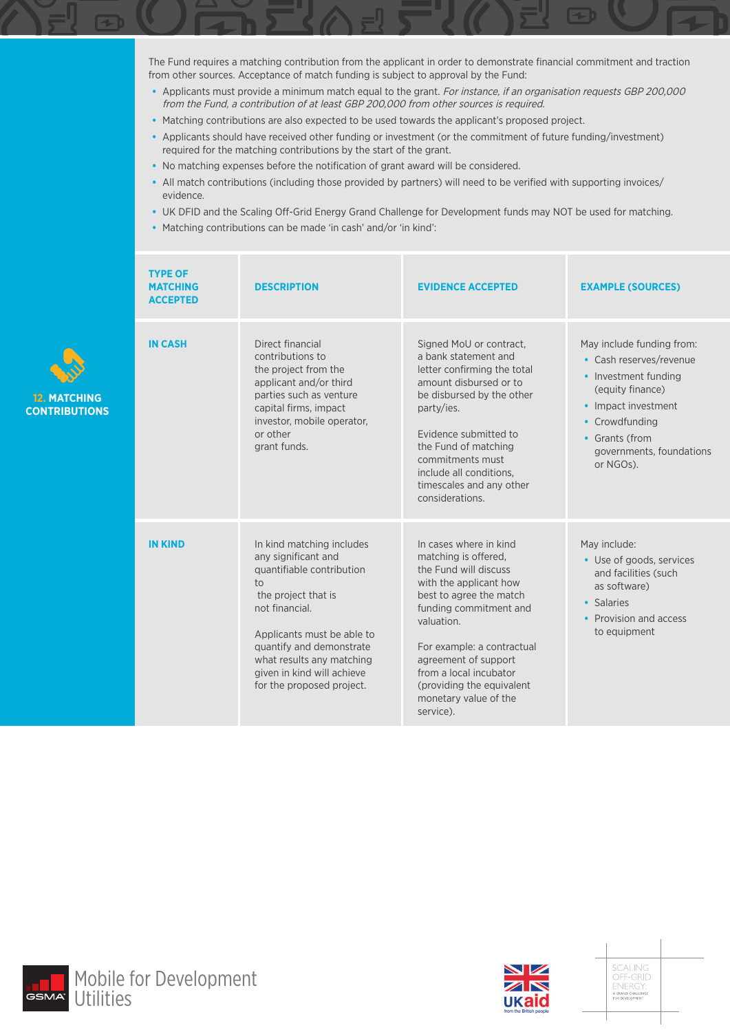## 12. MATCHING CONTRIBUTIONS

The Fund requires a matching contribution from the applicant in order to demonstrate financial commitment and traction from other sources. Acceptance of match funding is subject to approval by the Fund:

- Applicants must provide a minimum match equal to the grant. *For instance, if an organisation requests GBP 200,000 from the Fund, a contribution of at least GBP 200,000 from other sources is required.*
- Matching contributions are also expected to be used towards the applicant's proposed project.
- Applicants should have received other funding or investment (or the commitment of future funding/investment) required for the matching contributions by the start of the grant.
- No matching expenses before the notification of grant award will be considered.
- All match contributions (including those provided by partners) will need to be verified with supporting invoices/ evidence.
- UK DFID and the Scaling Off-Grid Energy Grand Challenge for Development funds may NOT be used for matching.
- Matching contributions can be made 'in cash' and/or 'in kind':

| TYPE OF MATCHING ACCEPTED | DESCRIPTION | EVIDENCE ACCEPTED | EXAMPLE (SOURCES) |
|---|---|---|---|
| IN CASH | Direct financial contributions to the project from the applicant and/or third parties such as venture capital firms, impact investor, mobile operator, or other grant funds. | Signed MoU or contract, a bank statement and letter confirming the total amount disbursed or to be disbursed by the other party/ies.<br><br>Evidence submitted to the Fund of matching commitments must include all conditions, timescales and any other considerations. | May include funding from:<br>• Cash reserves/revenue<br>• Investment funding (equity finance)<br>• Impact investment<br>• Crowdfunding<br>• Grants (from governments, foundations or NGOs). |
| IN KIND | In kind matching includes any significant and quantifiable contribution to the project that is not financial.<br><br>Applicants must be able to quantify and demonstrate what results any matching given in kind will achieve for the proposed project. | In cases where in kind matching is offered, the Fund will discuss with the applicant how best to agree the match funding commitment and valuation.<br><br>For example: a contractual agreement of support from a local incubator (providing the equivalent monetary value of the service). | May include:<br>• Use of goods, services and facilities (such as software)<br>• Salaries<br>• Provision and access to equipment |